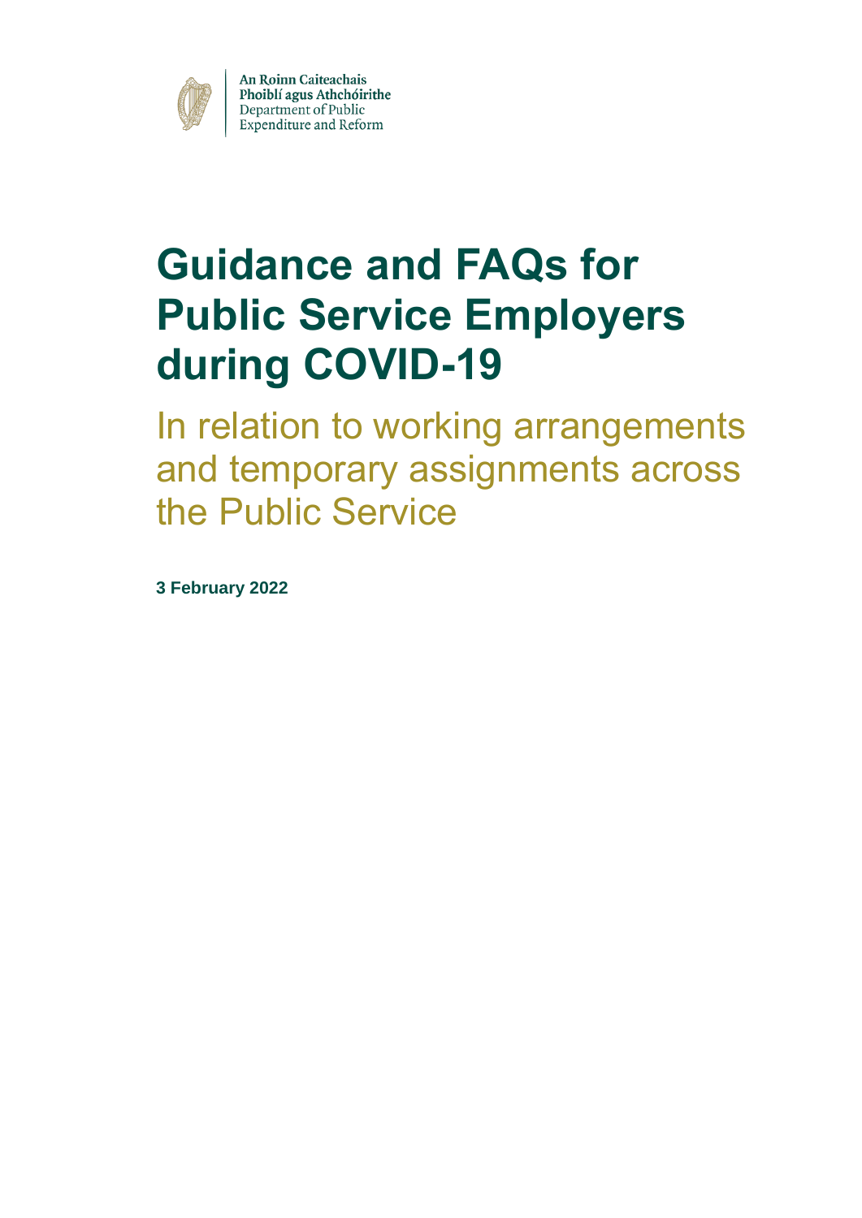An Roinn Caiteachais Phoiblí agus Athchóirithe
Department of Public Expenditure and Reform

# Guidance and FAQs for Public Service Employers during COVID-19

## In relation to working arrangements and temporary assignments across the Public Service

**3 February 2022**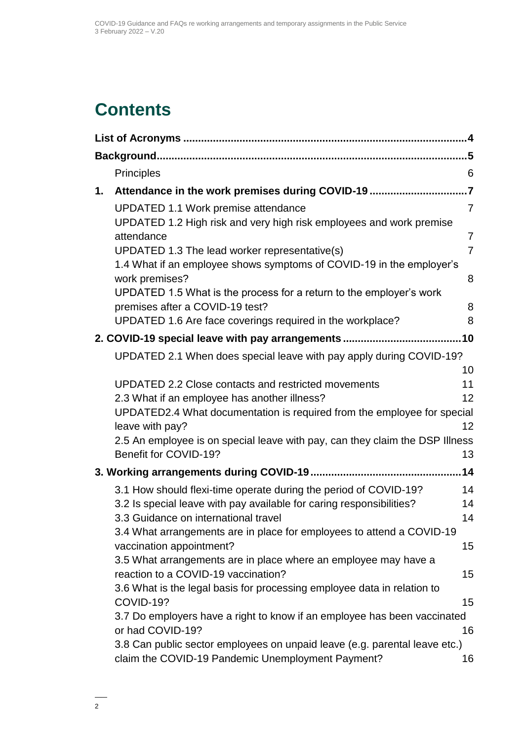# Contents

**List of Acronyms** 4

**Background** 5

- Principles 6

**1. Attendance in the work premises during COVID-19** 7

- UPDATED 1.1 Work premise attendance 7
- UPDATED 1.2 High risk and very high risk employees and work premise attendance 7
- UPDATED 1.3 The lead worker representative(s) 7
- 1.4 What if an employee shows symptoms of COVID-19 in the employer's work premises? 8
- UPDATED 1.5 What is the process for a return to the employer's work premises after a COVID-19 test? 8
- UPDATED 1.6 Are face coverings required in the workplace? 8

**2. COVID-19 special leave with pay arrangements** 10

- UPDATED 2.1 When does special leave with pay apply during COVID-19? 10
- UPDATED 2.2 Close contacts and restricted movements 11
- 2.3 What if an employee has another illness? 12
- UPDATED2.4 What documentation is required from the employee for special leave with pay? 12
- 2.5 An employee is on special leave with pay, can they claim the DSP Illness Benefit for COVID-19? 13

**3. Working arrangements during COVID-19** 14

- 3.1 How should flexi-time operate during the period of COVID-19? 14
- 3.2 Is special leave with pay available for caring responsibilities? 14
- 3.3 Guidance on international travel 14
- 3.4 What arrangements are in place for employees to attend a COVID-19 vaccination appointment? 15
- 3.5 What arrangements are in place where an employee may have a reaction to a COVID-19 vaccination? 15
- 3.6 What is the legal basis for processing employee data in relation to COVID-19? 15
- 3.7 Do employers have a right to know if an employee has been vaccinated or had COVID-19? 16
- 3.8 Can public sector employees on unpaid leave (e.g. parental leave etc.) claim the COVID-19 Pandemic Unemployment Payment? 16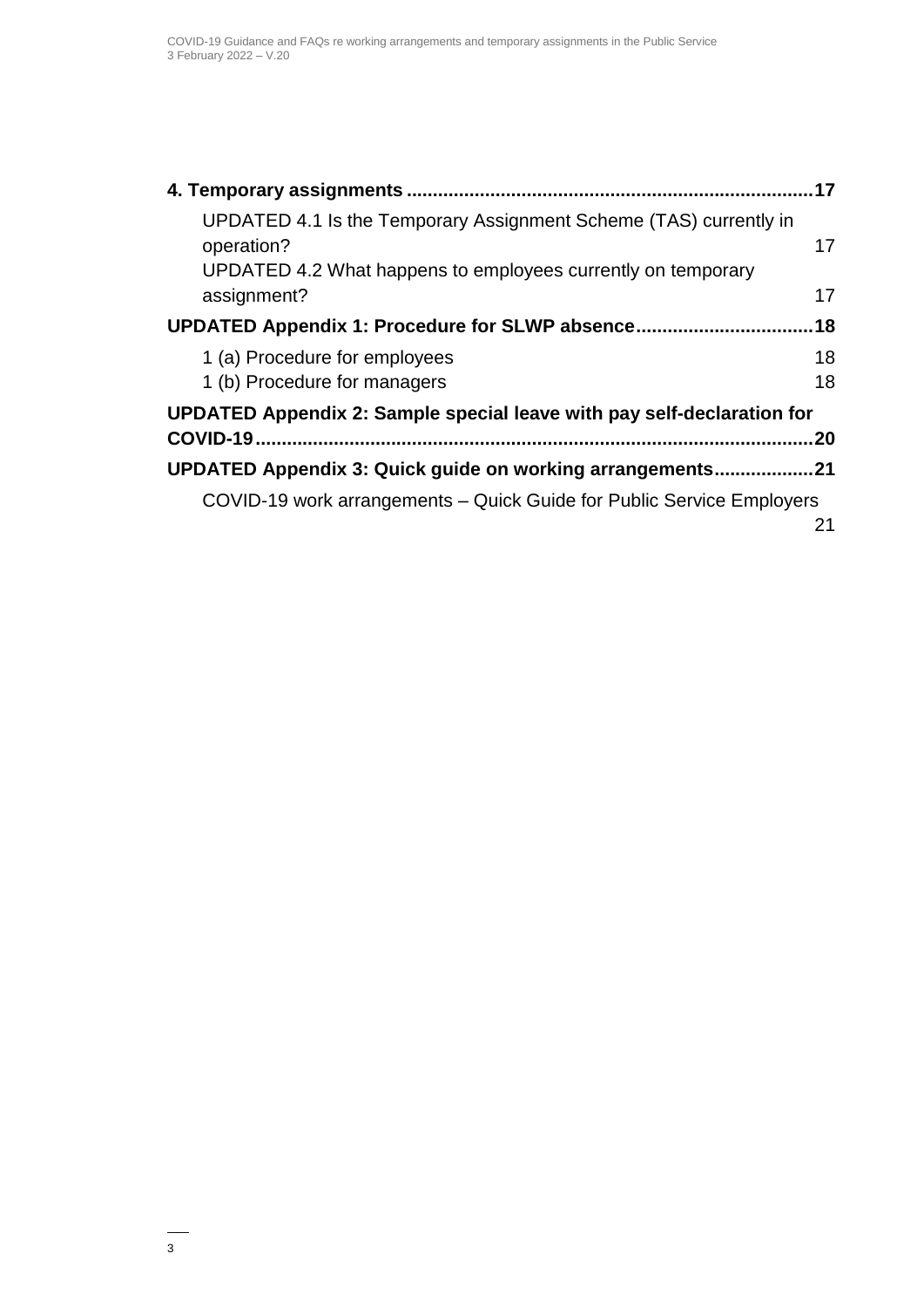**4. Temporary assignments .......... 17**

UPDATED 4.1 Is the Temporary Assignment Scheme (TAS) currently in operation? 17

UPDATED 4.2 What happens to employees currently on temporary assignment? 17

**UPDATED Appendix 1: Procedure for SLWP absence .......... 18**

1 (a) Procedure for employees 18

1 (b) Procedure for managers 18

**UPDATED Appendix 2: Sample special leave with pay self-declaration for COVID-19 .......... 20**

**UPDATED Appendix 3: Quick guide on working arrangements .......... 21**

COVID-19 work arrangements – Quick Guide for Public Service Employers 21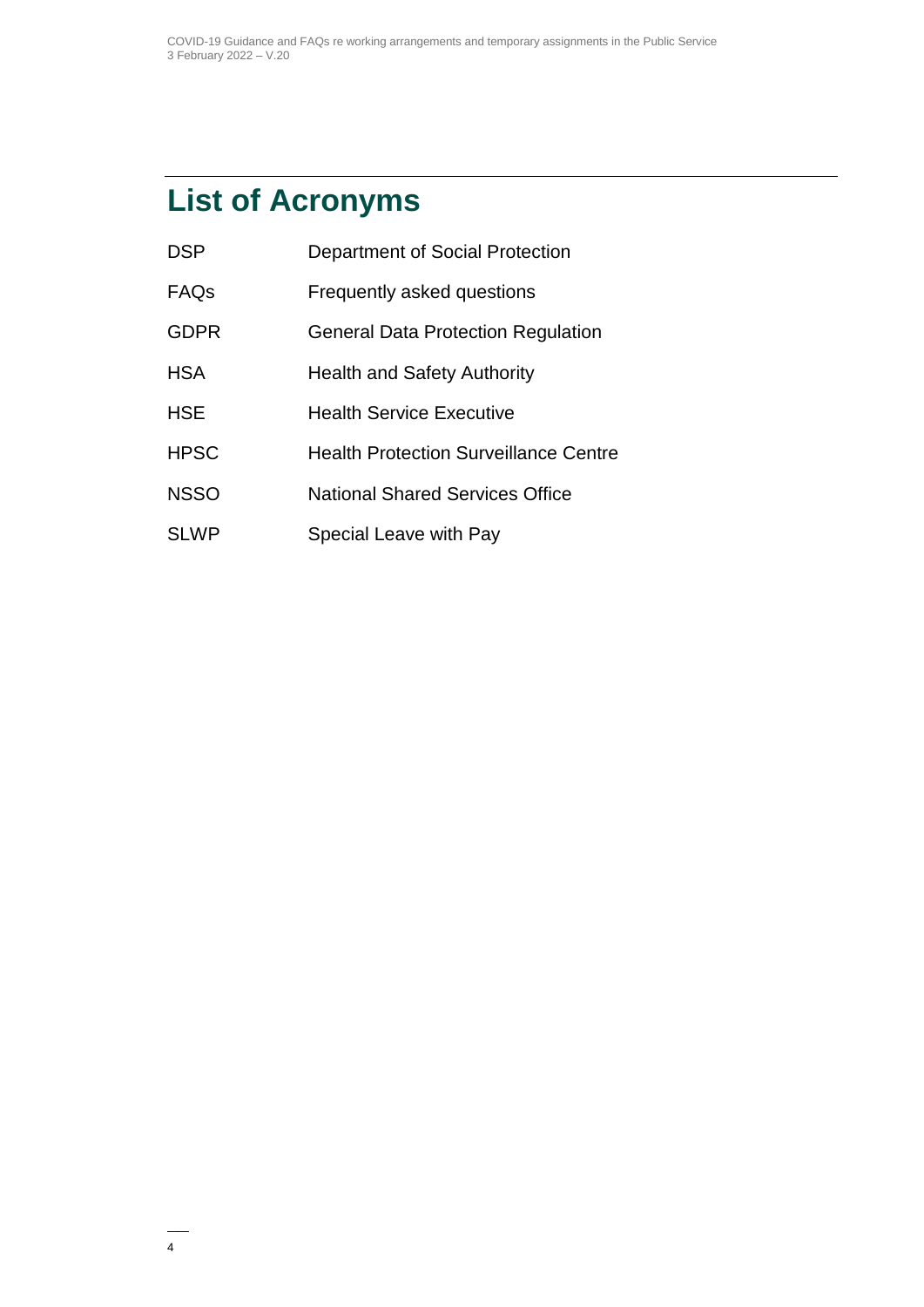# List of Acronyms

| | |
|---|---|
| DSP | Department of Social Protection |
| FAQs | Frequently asked questions |
| GDPR | General Data Protection Regulation |
| HSA | Health and Safety Authority |
| HSE | Health Service Executive |
| HPSC | Health Protection Surveillance Centre |
| NSSO | National Shared Services Office |
| SLWP | Special Leave with Pay |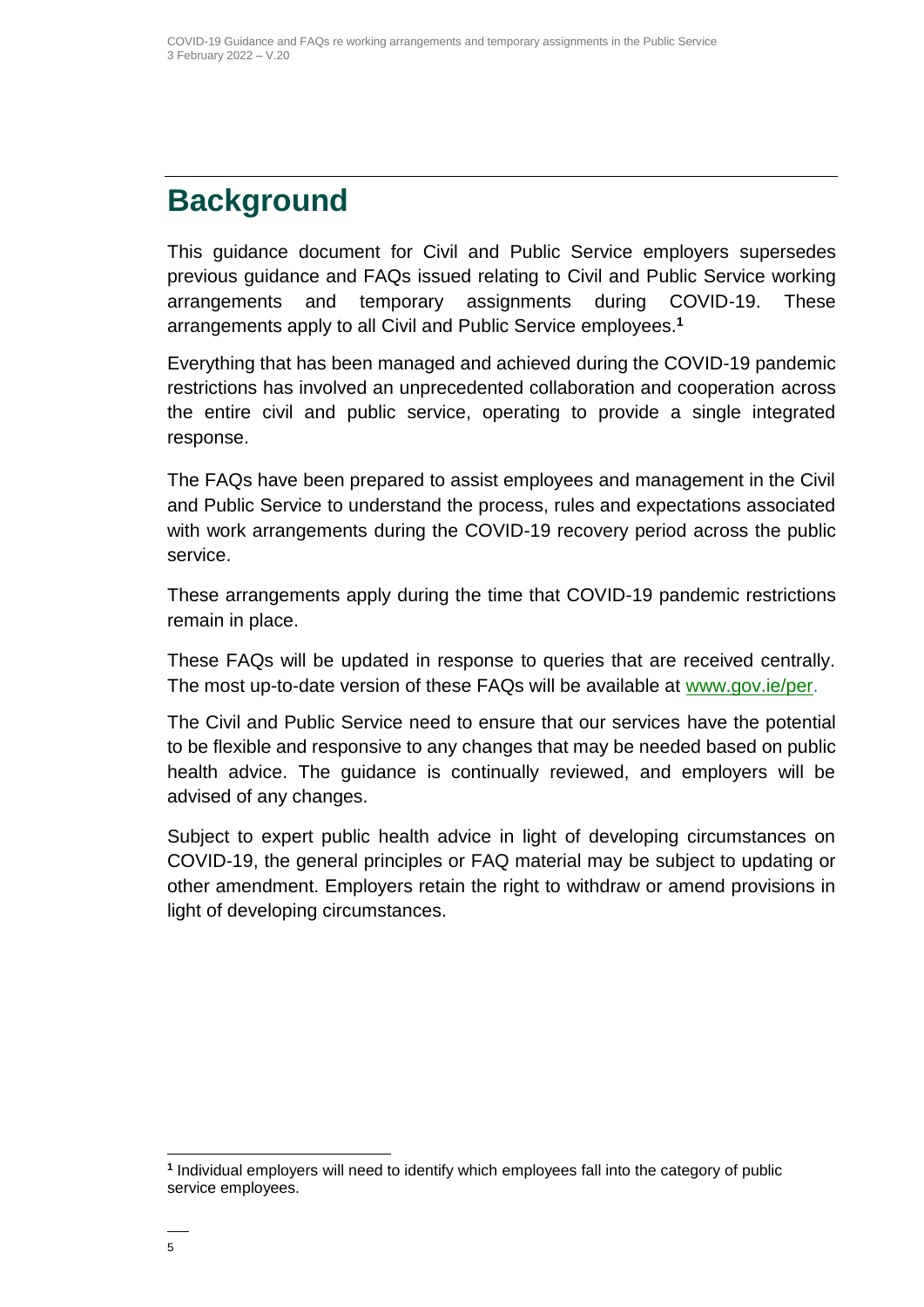# Background

This guidance document for Civil and Public Service employers supersedes previous guidance and FAQs issued relating to Civil and Public Service working arrangements and temporary assignments during COVID-19. These arrangements apply to all Civil and Public Service employees.[1]

Everything that has been managed and achieved during the COVID-19 pandemic restrictions has involved an unprecedented collaboration and cooperation across the entire civil and public service, operating to provide a single integrated response.

The FAQs have been prepared to assist employees and management in the Civil and Public Service to understand the process, rules and expectations associated with work arrangements during the COVID-19 recovery period across the public service.

These arrangements apply during the time that COVID-19 pandemic restrictions remain in place.

These FAQs will be updated in response to queries that are received centrally. The most up-to-date version of these FAQs will be available at [www.gov.ie/per](http://www.gov.ie/per).

The Civil and Public Service need to ensure that our services have the potential to be flexible and responsive to any changes that may be needed based on public health advice. The guidance is continually reviewed, and employers will be advised of any changes.

Subject to expert public health advice in light of developing circumstances on COVID-19, the general principles or FAQ material may be subject to updating or other amendment. Employers retain the right to withdraw or amend provisions in light of developing circumstances.

[1] Individual employers will need to identify which employees fall into the category of public service employees.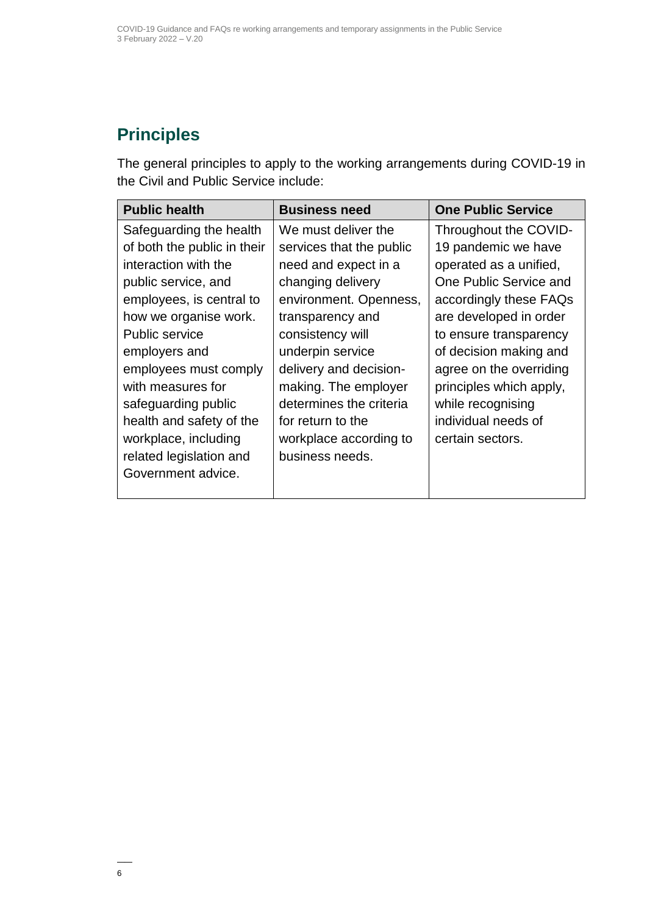## Principles

The general principles to apply to the working arrangements during COVID-19 in the Civil and Public Service include:

| Public health | Business need | One Public Service |
| --- | --- | --- |
| Safeguarding the health of both the public in their interaction with the public service, and employees, is central to how we organise work. Public service employers and employees must comply with measures for safeguarding public health and safety of the workplace, including related legislation and Government advice. | We must deliver the services that the public need and expect in a changing delivery environment. Openness, transparency and consistency will underpin service delivery and decision-making. The employer determines the criteria for return to the workplace according to business needs. | Throughout the COVID-19 pandemic we have operated as a unified, One Public Service and accordingly these FAQs are developed in order to ensure transparency of decision making and agree on the overriding principles which apply, while recognising individual needs of certain sectors. |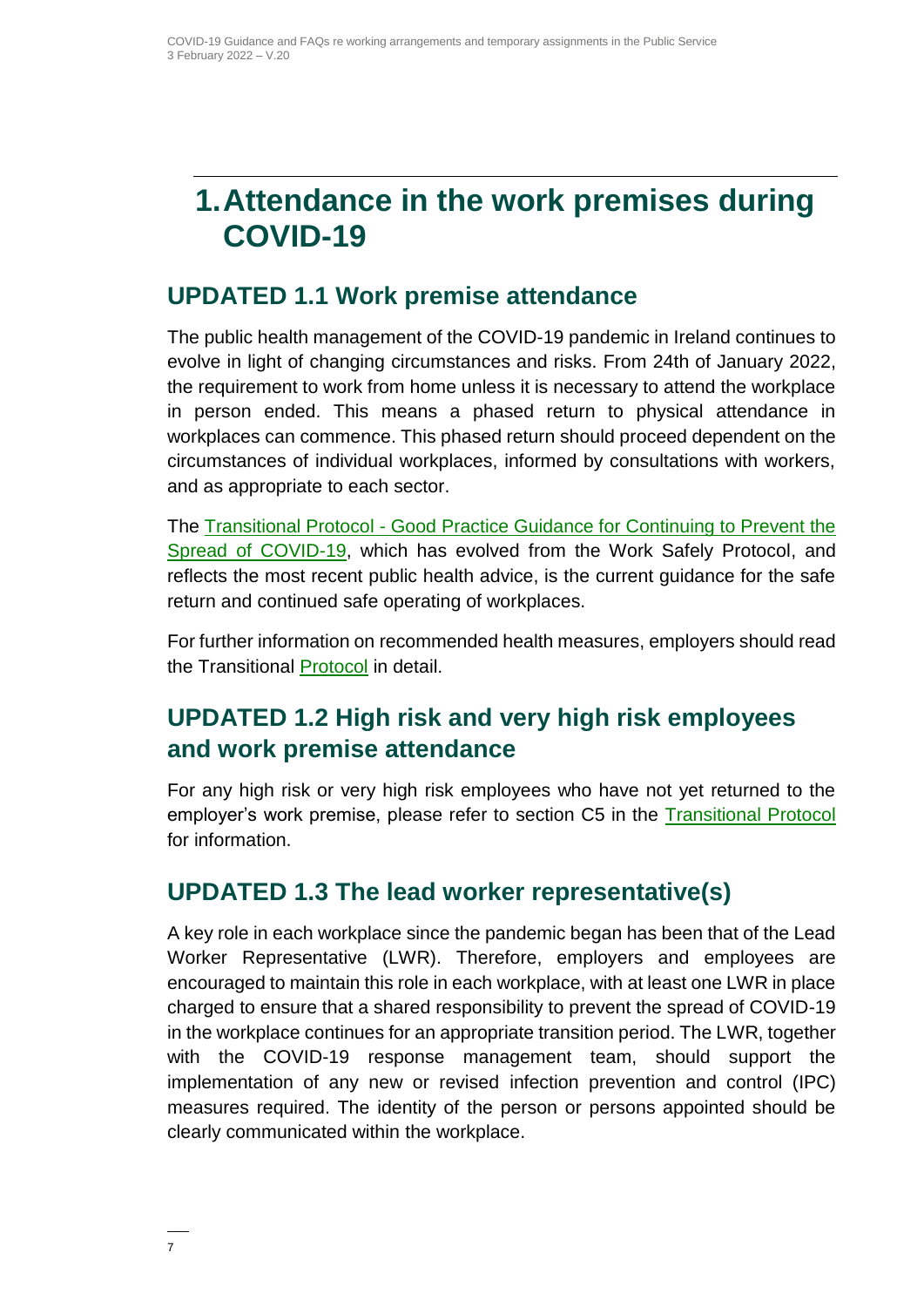# 1. Attendance in the work premises during COVID-19

## UPDATED 1.1 Work premise attendance

The public health management of the COVID-19 pandemic in Ireland continues to evolve in light of changing circumstances and risks. From 24th of January 2022, the requirement to work from home unless it is necessary to attend the workplace in person ended. This means a phased return to physical attendance in workplaces can commence. This phased return should proceed dependent on the circumstances of individual workplaces, informed by consultations with workers, and as appropriate to each sector.

The Transitional Protocol - Good Practice Guidance for Continuing to Prevent the Spread of COVID-19, which has evolved from the Work Safely Protocol, and reflects the most recent public health advice, is the current guidance for the safe return and continued safe operating of workplaces.

For further information on recommended health measures, employers should read the Transitional Protocol in detail.

## UPDATED 1.2 High risk and very high risk employees and work premise attendance

For any high risk or very high risk employees who have not yet returned to the employer's work premise, please refer to section C5 in the Transitional Protocol for information.

## UPDATED 1.3 The lead worker representative(s)

A key role in each workplace since the pandemic began has been that of the Lead Worker Representative (LWR). Therefore, employers and employees are encouraged to maintain this role in each workplace, with at least one LWR in place charged to ensure that a shared responsibility to prevent the spread of COVID-19 in the workplace continues for an appropriate transition period. The LWR, together with the COVID-19 response management team, should support the implementation of any new or revised infection prevention and control (IPC) measures required. The identity of the person or persons appointed should be clearly communicated within the workplace.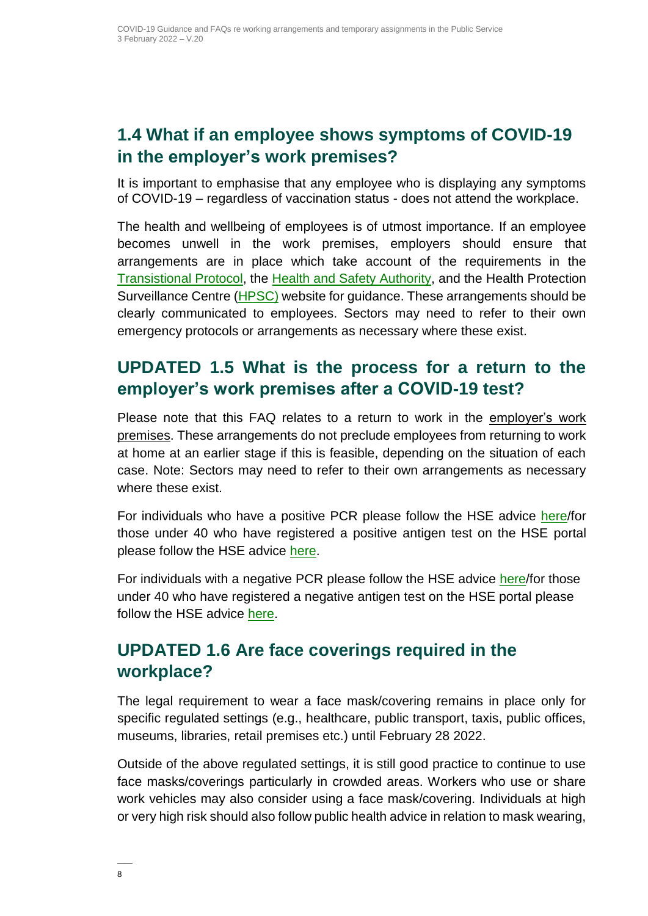## 1.4 What if an employee shows symptoms of COVID-19 in the employer's work premises?

It is important to emphasise that any employee who is displaying any symptoms of COVID-19 – regardless of vaccination status - does not attend the workplace.

The health and wellbeing of employees is of utmost importance. If an employee becomes unwell in the work premises, employers should ensure that arrangements are in place which take account of the requirements in the Transistional Protocol, the Health and Safety Authority, and the Health Protection Surveillance Centre (HPSC) website for guidance. These arrangements should be clearly communicated to employees. Sectors may need to refer to their own emergency protocols or arrangements as necessary where these exist.

## UPDATED 1.5 What is the process for a return to the employer's work premises after a COVID-19 test?

Please note that this FAQ relates to a return to work in the employer's work premises. These arrangements do not preclude employees from returning to work at home at an earlier stage if this is feasible, depending on the situation of each case. Note: Sectors may need to refer to their own arrangements as necessary where these exist.

For individuals who have a positive PCR please follow the HSE advice here/for those under 40 who have registered a positive antigen test on the HSE portal please follow the HSE advice here.

For individuals with a negative PCR please follow the HSE advice here/for those under 40 who have registered a negative antigen test on the HSE portal please follow the HSE advice here.

## UPDATED 1.6 Are face coverings required in the workplace?

The legal requirement to wear a face mask/covering remains in place only for specific regulated settings (e.g., healthcare, public transport, taxis, public offices, museums, libraries, retail premises etc.) until February 28 2022.

Outside of the above regulated settings, it is still good practice to continue to use face masks/coverings particularly in crowded areas. Workers who use or share work vehicles may also consider using a face mask/covering. Individuals at high or very high risk should also follow public health advice in relation to mask wearing,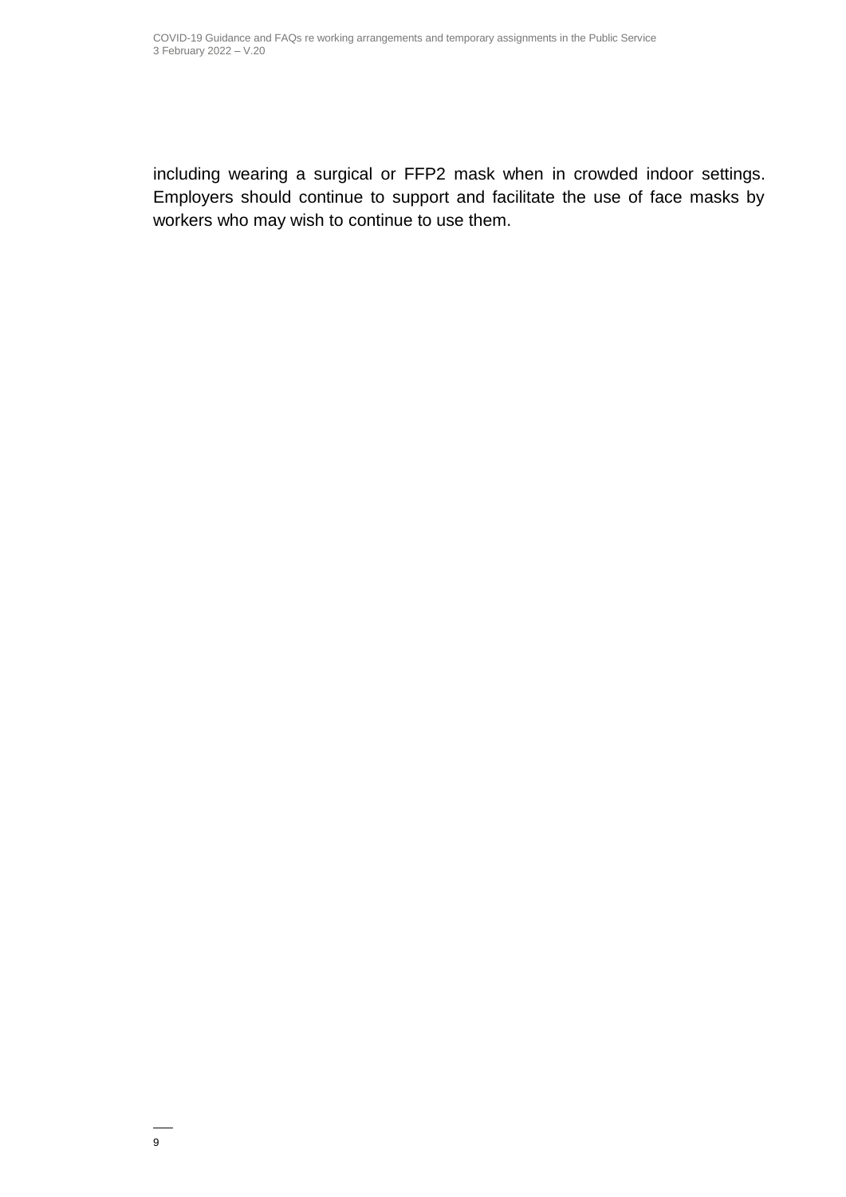including wearing a surgical or FFP2 mask when in crowded indoor settings. Employers should continue to support and facilitate the use of face masks by workers who may wish to continue to use them.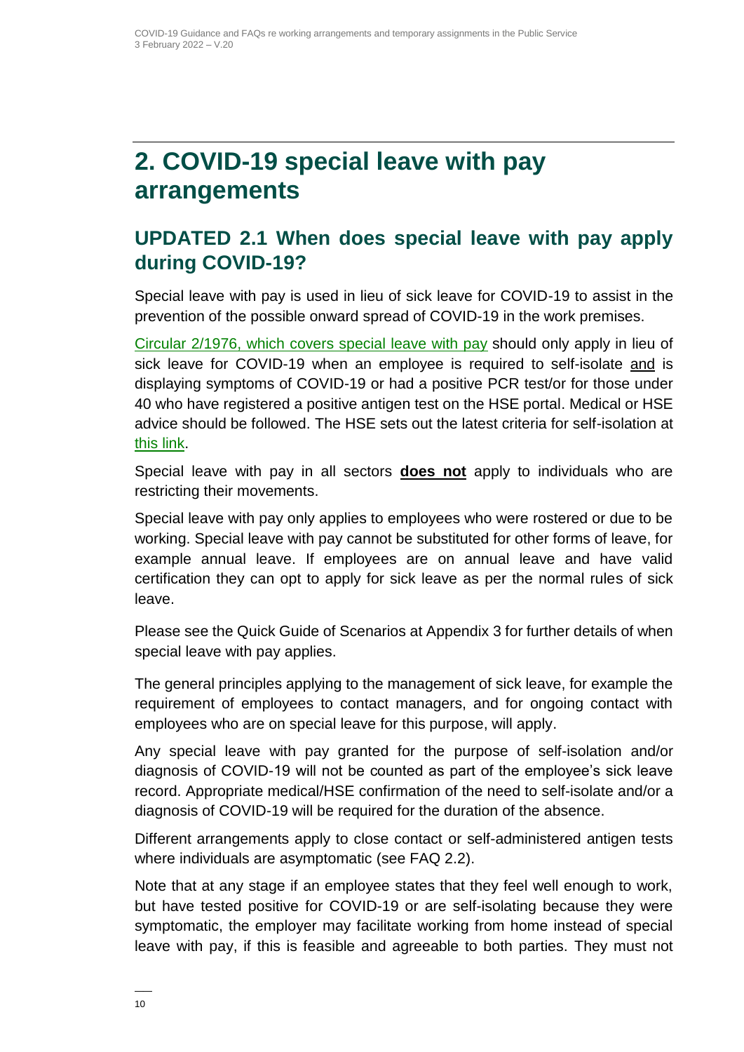# 2. COVID-19 special leave with pay arrangements

## UPDATED 2.1 When does special leave with pay apply during COVID-19?

Special leave with pay is used in lieu of sick leave for COVID-19 to assist in the prevention of the possible onward spread of COVID-19 in the work premises.

[Circular 2/1976, which covers special leave with pay] should only apply in lieu of sick leave for COVID-19 when an employee is required to self-isolate and is displaying symptoms of COVID-19 or had a positive PCR test/or for those under 40 who have registered a positive antigen test on the HSE portal. Medical or HSE advice should be followed. The HSE sets out the latest criteria for self-isolation at [this link].

Special leave with pay in all sectors **does not** apply to individuals who are restricting their movements.

Special leave with pay only applies to employees who were rostered or due to be working. Special leave with pay cannot be substituted for other forms of leave, for example annual leave. If employees are on annual leave and have valid certification they can opt to apply for sick leave as per the normal rules of sick leave.

Please see the Quick Guide of Scenarios at Appendix 3 for further details of when special leave with pay applies.

The general principles applying to the management of sick leave, for example the requirement of employees to contact managers, and for ongoing contact with employees who are on special leave for this purpose, will apply.

Any special leave with pay granted for the purpose of self-isolation and/or diagnosis of COVID-19 will not be counted as part of the employee's sick leave record. Appropriate medical/HSE confirmation of the need to self-isolate and/or a diagnosis of COVID-19 will be required for the duration of the absence.

Different arrangements apply to close contact or self-administered antigen tests where individuals are asymptomatic (see FAQ 2.2).

Note that at any stage if an employee states that they feel well enough to work, but have tested positive for COVID-19 or are self-isolating because they were symptomatic, the employer may facilitate working from home instead of special leave with pay, if this is feasible and agreeable to both parties. They must not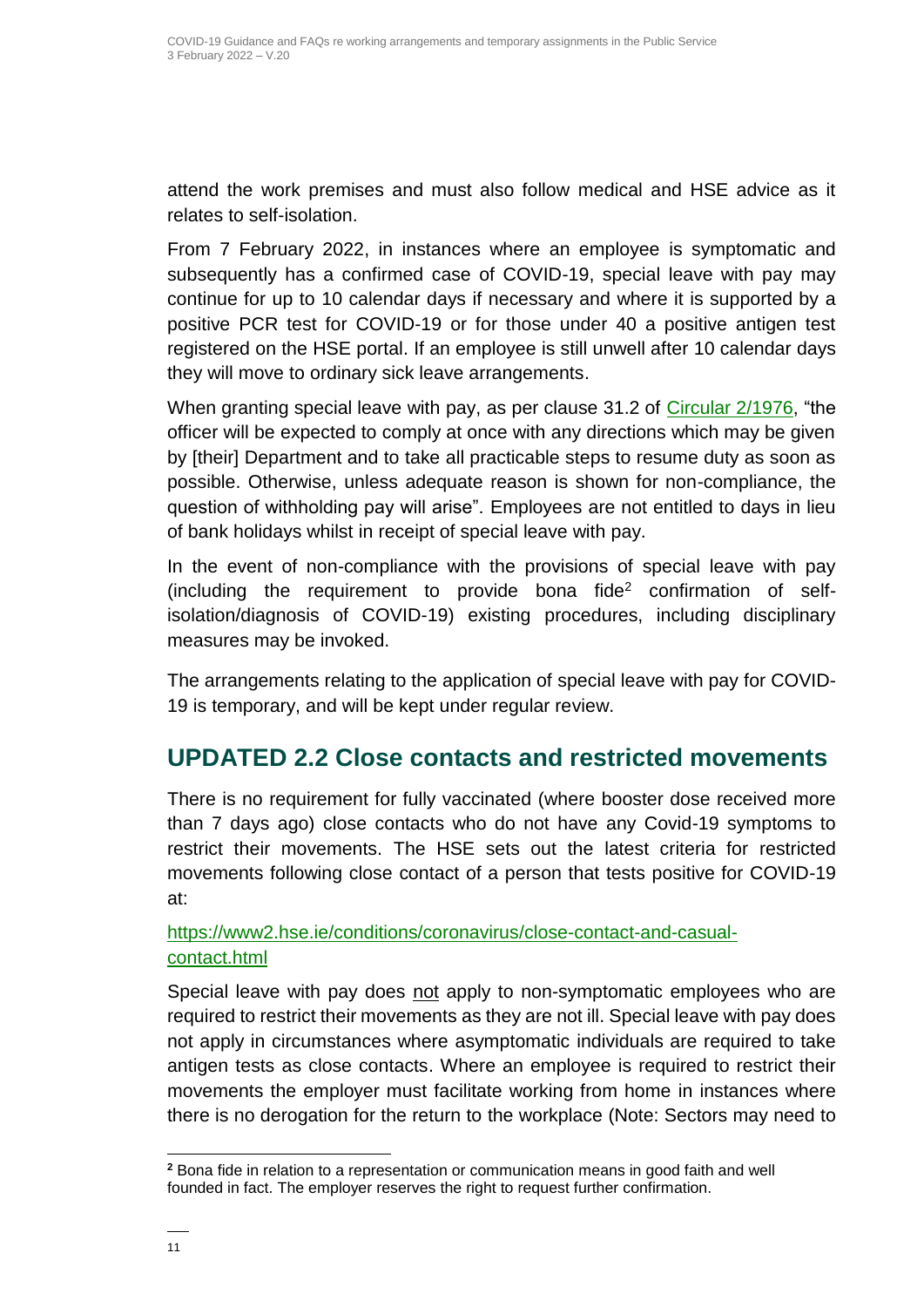attend the work premises and must also follow medical and HSE advice as it relates to self-isolation.

From 7 February 2022, in instances where an employee is symptomatic and subsequently has a confirmed case of COVID-19, special leave with pay may continue for up to 10 calendar days if necessary and where it is supported by a positive PCR test for COVID-19 or for those under 40 a positive antigen test registered on the HSE portal. If an employee is still unwell after 10 calendar days they will move to ordinary sick leave arrangements.

When granting special leave with pay, as per clause 31.2 of Circular 2/1976, "the officer will be expected to comply at once with any directions which may be given by [their] Department and to take all practicable steps to resume duty as soon as possible. Otherwise, unless adequate reason is shown for non-compliance, the question of withholding pay will arise". Employees are not entitled to days in lieu of bank holidays whilst in receipt of special leave with pay.

In the event of non-compliance with the provisions of special leave with pay (including the requirement to provide bona fide[2] confirmation of self-isolation/diagnosis of COVID-19) existing procedures, including disciplinary measures may be invoked.

The arrangements relating to the application of special leave with pay for COVID-19 is temporary, and will be kept under regular review.

## UPDATED 2.2 Close contacts and restricted movements

There is no requirement for fully vaccinated (where booster dose received more than 7 days ago) close contacts who do not have any Covid-19 symptoms to restrict their movements. The HSE sets out the latest criteria for restricted movements following close contact of a person that tests positive for COVID-19 at:

https://www2.hse.ie/conditions/coronavirus/close-contact-and-casual-contact.html

Special leave with pay does not apply to non-symptomatic employees who are required to restrict their movements as they are not ill. Special leave with pay does not apply in circumstances where asymptomatic individuals are required to take antigen tests as close contacts. Where an employee is required to restrict their movements the employer must facilitate working from home in instances where there is no derogation for the return to the workplace (Note: Sectors may need to

[2] Bona fide in relation to a representation or communication means in good faith and well founded in fact. The employer reserves the right to request further confirmation.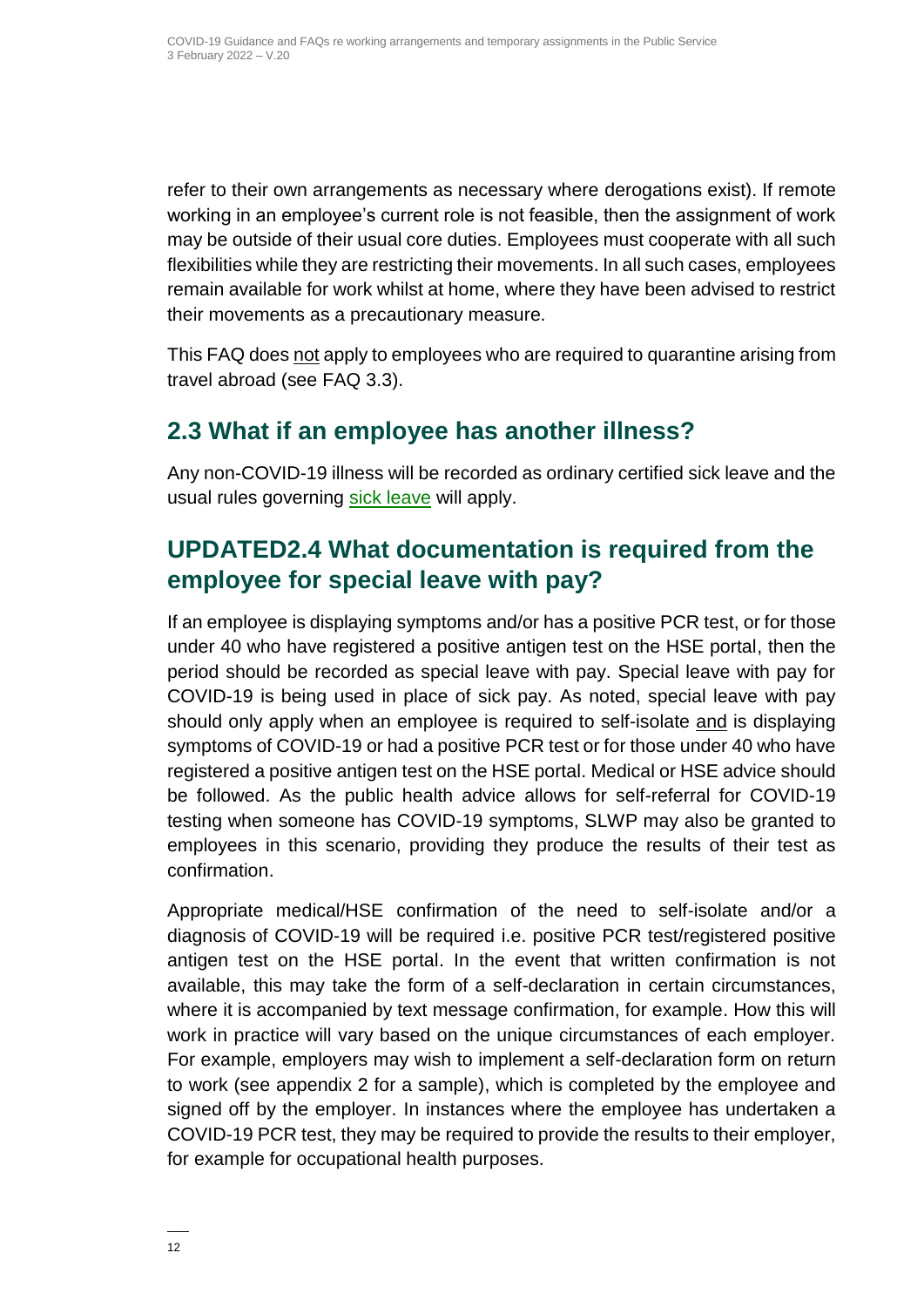refer to their own arrangements as necessary where derogations exist). If remote working in an employee's current role is not feasible, then the assignment of work may be outside of their usual core duties. Employees must cooperate with all such flexibilities while they are restricting their movements. In all such cases, employees remain available for work whilst at home, where they have been advised to restrict their movements as a precautionary measure.

This FAQ does not apply to employees who are required to quarantine arising from travel abroad (see FAQ 3.3).

## 2.3 What if an employee has another illness?

Any non-COVID-19 illness will be recorded as ordinary certified sick leave and the usual rules governing sick leave will apply.

## UPDATED2.4 What documentation is required from the employee for special leave with pay?

If an employee is displaying symptoms and/or has a positive PCR test, or for those under 40 who have registered a positive antigen test on the HSE portal, then the period should be recorded as special leave with pay. Special leave with pay for COVID-19 is being used in place of sick pay. As noted, special leave with pay should only apply when an employee is required to self-isolate and is displaying symptoms of COVID-19 or had a positive PCR test or for those under 40 who have registered a positive antigen test on the HSE portal. Medical or HSE advice should be followed. As the public health advice allows for self-referral for COVID-19 testing when someone has COVID-19 symptoms, SLWP may also be granted to employees in this scenario, providing they produce the results of their test as confirmation.

Appropriate medical/HSE confirmation of the need to self-isolate and/or a diagnosis of COVID-19 will be required i.e. positive PCR test/registered positive antigen test on the HSE portal. In the event that written confirmation is not available, this may take the form of a self-declaration in certain circumstances, where it is accompanied by text message confirmation, for example. How this will work in practice will vary based on the unique circumstances of each employer. For example, employers may wish to implement a self-declaration form on return to work (see appendix 2 for a sample), which is completed by the employee and signed off by the employer. In instances where the employee has undertaken a COVID-19 PCR test, they may be required to provide the results to their employer, for example for occupational health purposes.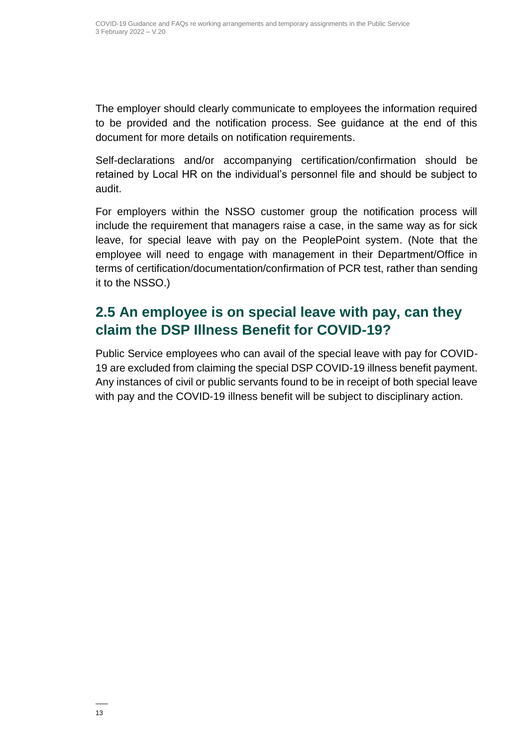The employer should clearly communicate to employees the information required to be provided and the notification process. See guidance at the end of this document for more details on notification requirements.

Self-declarations and/or accompanying certification/confirmation should be retained by Local HR on the individual's personnel file and should be subject to audit.

For employers within the NSSO customer group the notification process will include the requirement that managers raise a case, in the same way as for sick leave, for special leave with pay on the PeoplePoint system. (Note that the employee will need to engage with management in their Department/Office in terms of certification/documentation/confirmation of PCR test, rather than sending it to the NSSO.)

## 2.5 An employee is on special leave with pay, can they claim the DSP Illness Benefit for COVID-19?

Public Service employees who can avail of the special leave with pay for COVID-19 are excluded from claiming the special DSP COVID-19 illness benefit payment. Any instances of civil or public servants found to be in receipt of both special leave with pay and the COVID-19 illness benefit will be subject to disciplinary action.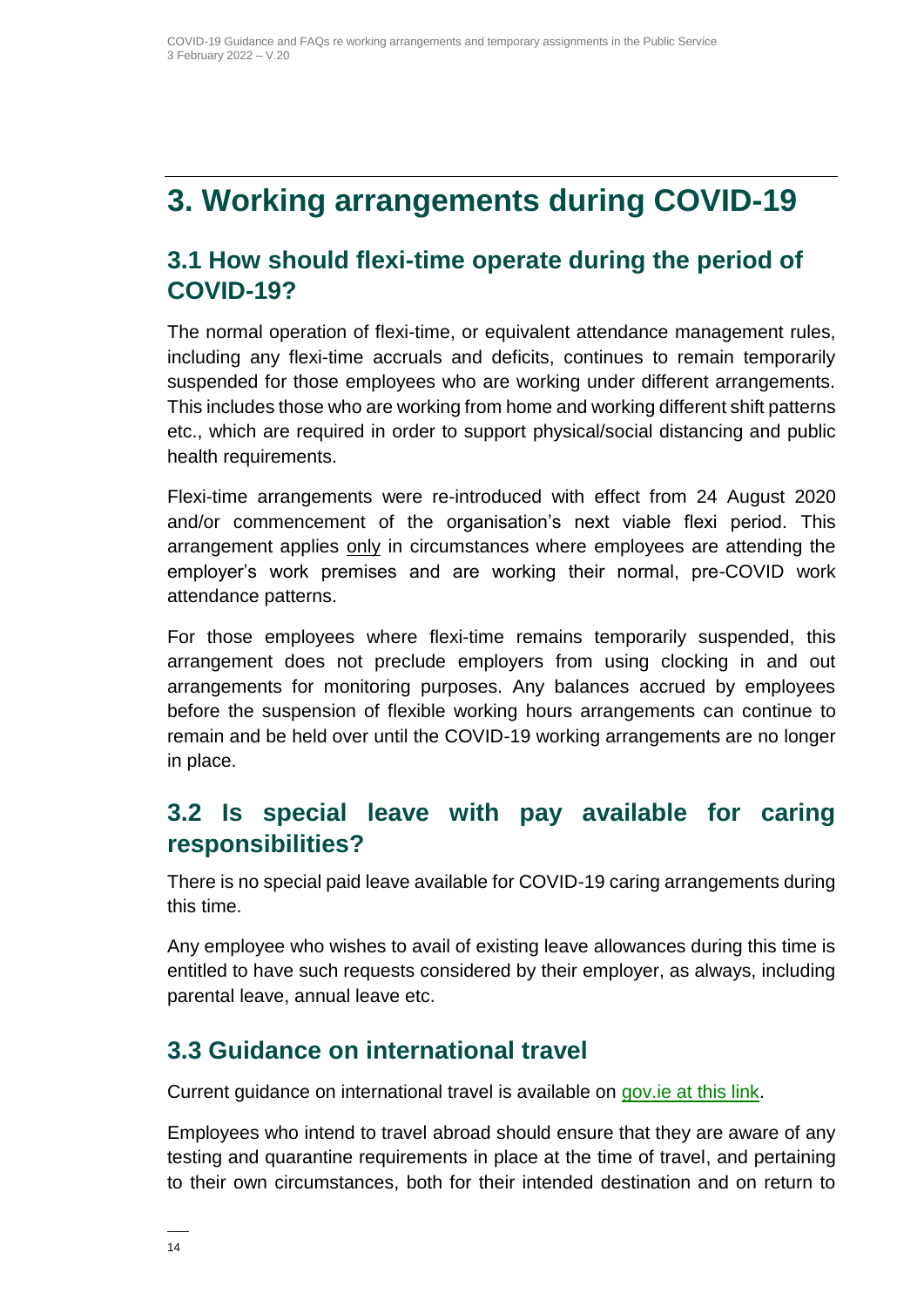# 3. Working arrangements during COVID-19

## 3.1 How should flexi-time operate during the period of COVID-19?

The normal operation of flexi-time, or equivalent attendance management rules, including any flexi-time accruals and deficits, continues to remain temporarily suspended for those employees who are working under different arrangements. This includes those who are working from home and working different shift patterns etc., which are required in order to support physical/social distancing and public health requirements.

Flexi-time arrangements were re-introduced with effect from 24 August 2020 and/or commencement of the organisation's next viable flexi period. This arrangement applies only in circumstances where employees are attending the employer's work premises and are working their normal, pre-COVID work attendance patterns.

For those employees where flexi-time remains temporarily suspended, this arrangement does not preclude employers from using clocking in and out arrangements for monitoring purposes. Any balances accrued by employees before the suspension of flexible working hours arrangements can continue to remain and be held over until the COVID-19 working arrangements are no longer in place.

## 3.2 Is special leave with pay available for caring responsibilities?

There is no special paid leave available for COVID-19 caring arrangements during this time.

Any employee who wishes to avail of existing leave allowances during this time is entitled to have such requests considered by their employer, as always, including parental leave, annual leave etc.

## 3.3 Guidance on international travel

Current guidance on international travel is available on gov.ie at this link.

Employees who intend to travel abroad should ensure that they are aware of any testing and quarantine requirements in place at the time of travel, and pertaining to their own circumstances, both for their intended destination and on return to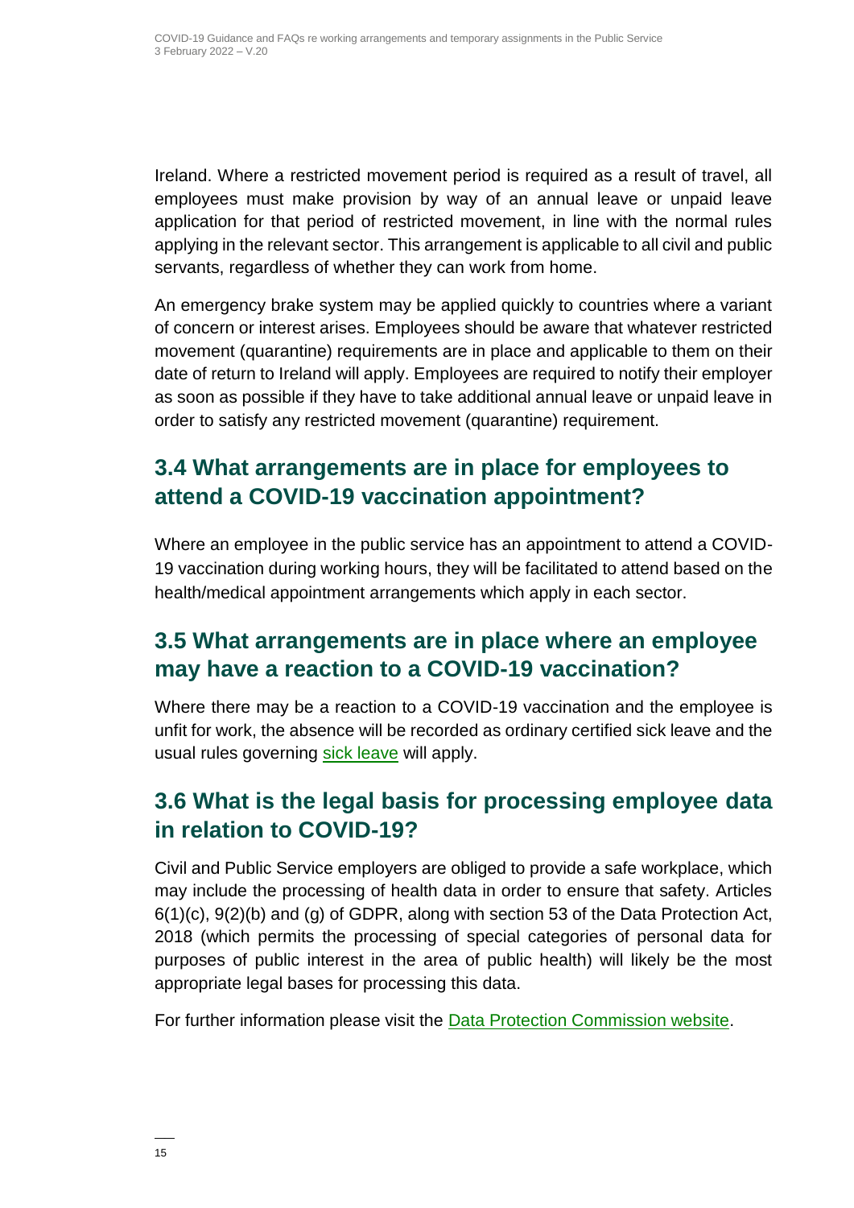Ireland. Where a restricted movement period is required as a result of travel, all employees must make provision by way of an annual leave or unpaid leave application for that period of restricted movement, in line with the normal rules applying in the relevant sector. This arrangement is applicable to all civil and public servants, regardless of whether they can work from home.

An emergency brake system may be applied quickly to countries where a variant of concern or interest arises. Employees should be aware that whatever restricted movement (quarantine) requirements are in place and applicable to them on their date of return to Ireland will apply. Employees are required to notify their employer as soon as possible if they have to take additional annual leave or unpaid leave in order to satisfy any restricted movement (quarantine) requirement.

## 3.4 What arrangements are in place for employees to attend a COVID-19 vaccination appointment?

Where an employee in the public service has an appointment to attend a COVID-19 vaccination during working hours, they will be facilitated to attend based on the health/medical appointment arrangements which apply in each sector.

## 3.5 What arrangements are in place where an employee may have a reaction to a COVID-19 vaccination?

Where there may be a reaction to a COVID-19 vaccination and the employee is unfit for work, the absence will be recorded as ordinary certified sick leave and the usual rules governing sick leave will apply.

## 3.6 What is the legal basis for processing employee data in relation to COVID-19?

Civil and Public Service employers are obliged to provide a safe workplace, which may include the processing of health data in order to ensure that safety. Articles 6(1)(c), 9(2)(b) and (g) of GDPR, along with section 53 of the Data Protection Act, 2018 (which permits the processing of special categories of personal data for purposes of public interest in the area of public health) will likely be the most appropriate legal bases for processing this data.

For further information please visit the Data Protection Commission website.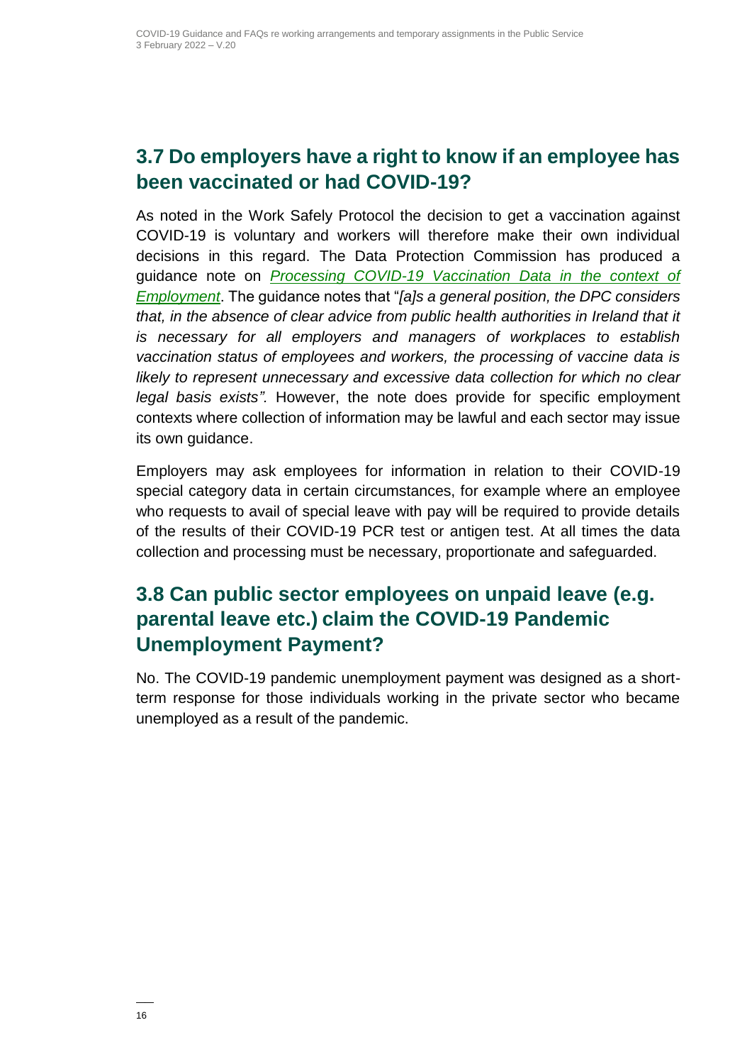## 3.7 Do employers have a right to know if an employee has been vaccinated or had COVID-19?

As noted in the Work Safely Protocol the decision to get a vaccination against COVID-19 is voluntary and workers will therefore make their own individual decisions in this regard. The Data Protection Commission has produced a guidance note on *Processing COVID-19 Vaccination Data in the context of Employment*. The guidance notes that "*[a]s a general position, the DPC considers that, in the absence of clear advice from public health authorities in Ireland that it is necessary for all employers and managers of workplaces to establish vaccination status of employees and workers, the processing of vaccine data is likely to represent unnecessary and excessive data collection for which no clear legal basis exists".* However, the note does provide for specific employment contexts where collection of information may be lawful and each sector may issue its own guidance.

Employers may ask employees for information in relation to their COVID-19 special category data in certain circumstances, for example where an employee who requests to avail of special leave with pay will be required to provide details of the results of their COVID-19 PCR test or antigen test. At all times the data collection and processing must be necessary, proportionate and safeguarded.

## 3.8 Can public sector employees on unpaid leave (e.g. parental leave etc.) claim the COVID-19 Pandemic Unemployment Payment?

No. The COVID-19 pandemic unemployment payment was designed as a short-term response for those individuals working in the private sector who became unemployed as a result of the pandemic.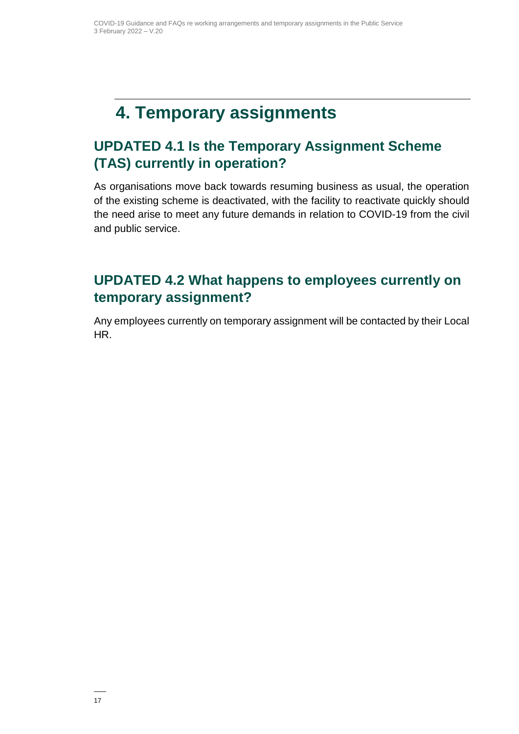# 4. Temporary assignments

## UPDATED 4.1 Is the Temporary Assignment Scheme (TAS) currently in operation?

As organisations move back towards resuming business as usual, the operation of the existing scheme is deactivated, with the facility to reactivate quickly should the need arise to meet any future demands in relation to COVID-19 from the civil and public service.

## UPDATED 4.2 What happens to employees currently on temporary assignment?

Any employees currently on temporary assignment will be contacted by their Local HR.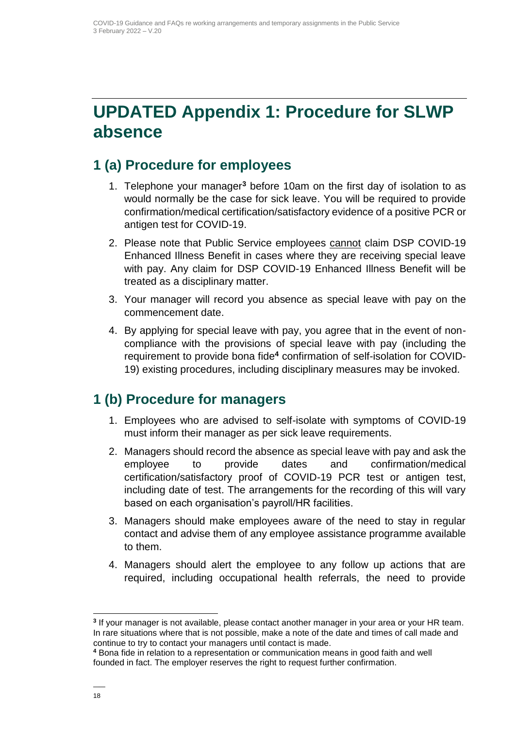# UPDATED Appendix 1: Procedure for SLWP absence

## 1 (a) Procedure for employees

1. Telephone your manager[3] before 10am on the first day of isolation to as would normally be the case for sick leave. You will be required to provide confirmation/medical certification/satisfactory evidence of a positive PCR or antigen test for COVID-19.
2. Please note that Public Service employees cannot claim DSP COVID-19 Enhanced Illness Benefit in cases where they are receiving special leave with pay. Any claim for DSP COVID-19 Enhanced Illness Benefit will be treated as a disciplinary matter.
3. Your manager will record you absence as special leave with pay on the commencement date.
4. By applying for special leave with pay, you agree that in the event of non-compliance with the provisions of special leave with pay (including the requirement to provide bona fide[4] confirmation of self-isolation for COVID-19) existing procedures, including disciplinary measures may be invoked.

## 1 (b) Procedure for managers

1. Employees who are advised to self-isolate with symptoms of COVID-19 must inform their manager as per sick leave requirements.
2. Managers should record the absence as special leave with pay and ask the employee to provide dates and confirmation/medical certification/satisfactory proof of COVID-19 PCR test or antigen test, including date of test. The arrangements for the recording of this will vary based on each organisation's payroll/HR facilities.
3. Managers should make employees aware of the need to stay in regular contact and advise them of any employee assistance programme available to them.
4. Managers should alert the employee to any follow up actions that are required, including occupational health referrals, the need to provide

---

[3] If your manager is not available, please contact another manager in your area or your HR team. In rare situations where that is not possible, make a note of the date and times of call made and continue to try to contact your managers until contact is made.

[4] Bona fide in relation to a representation or communication means in good faith and well founded in fact. The employer reserves the right to request further confirmation.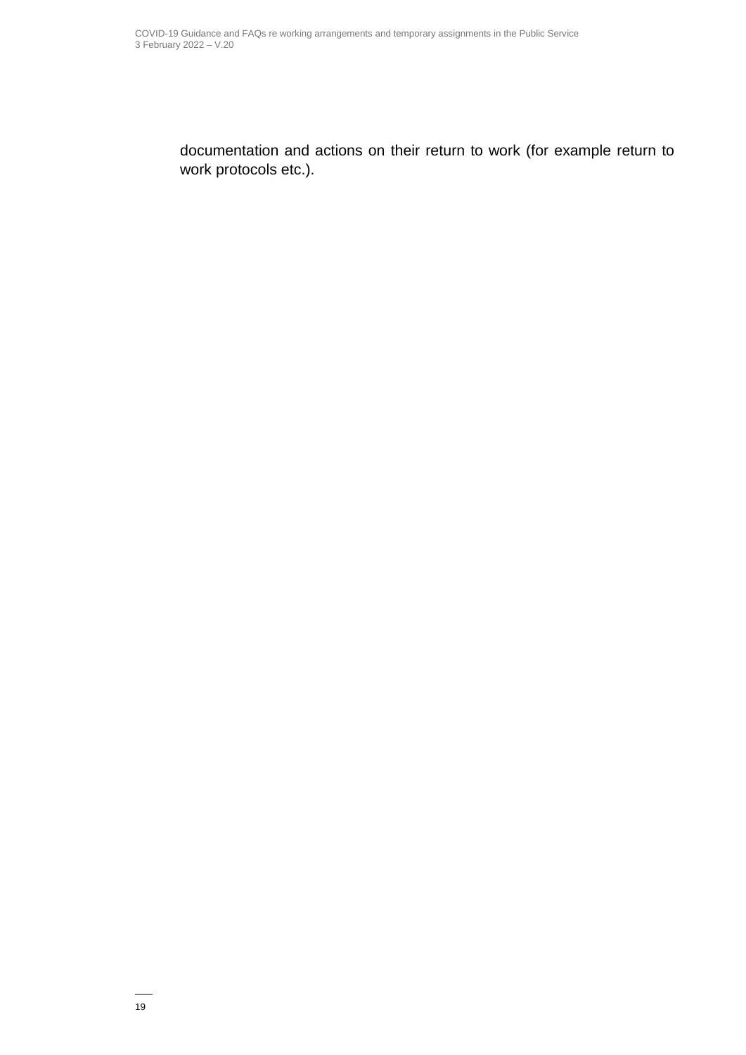documentation and actions on their return to work (for example return to work protocols etc.).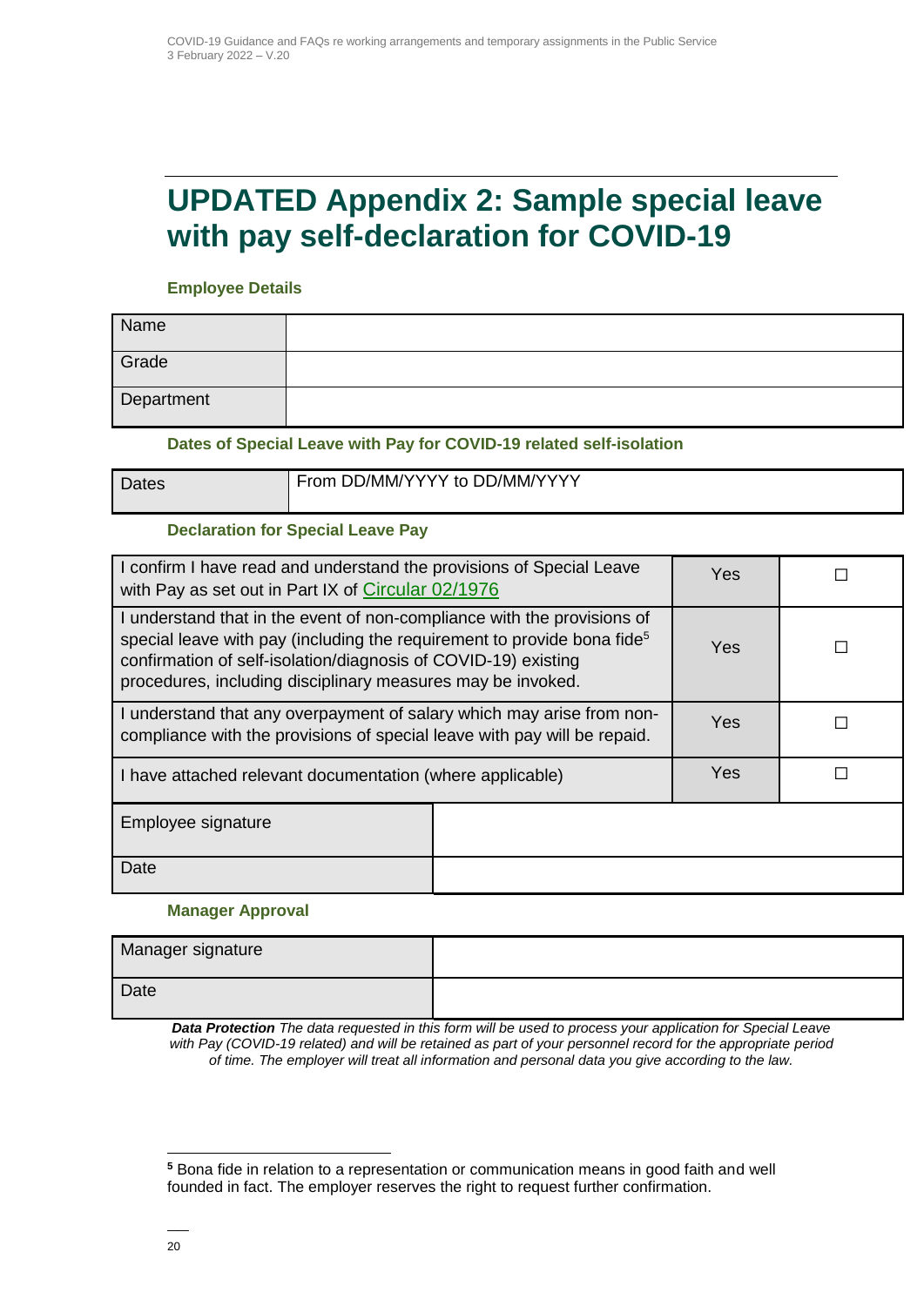# UPDATED Appendix 2: Sample special leave with pay self-declaration for COVID-19

**Employee Details**

| Name | |
|---|---|
| Grade | |
| Department | |

**Dates of Special Leave with Pay for COVID-19 related self-isolation**

| Dates | From DD/MM/YYYY to DD/MM/YYYY |
|---|---|

**Declaration for Special Leave Pay**

| | | |
|---|---|---|
| I confirm I have read and understand the provisions of Special Leave with Pay as set out in Part IX of Circular 02/1976 | Yes | ☐ |
| I understand that in the event of non-compliance with the provisions of special leave with pay (including the requirement to provide bona fide[5] confirmation of self-isolation/diagnosis of COVID-19) existing procedures, including disciplinary measures may be invoked. | Yes | ☐ |
| I understand that any overpayment of salary which may arise from non-compliance with the provisions of special leave with pay will be repaid. | Yes | ☐ |
| I have attached relevant documentation (where applicable) | Yes | ☐ |

| Employee signature | |
|---|---|
| Date | |

**Manager Approval**

| Manager signature | |
|---|---|
| Date | |

***Data Protection*** *The data requested in this form will be used to process your application for Special Leave with Pay (COVID-19 related) and will be retained as part of your personnel record for the appropriate period of time. The employer will treat all information and personal data you give according to the law.*

[5] Bona fide in relation to a representation or communication means in good faith and well founded in fact. The employer reserves the right to request further confirmation.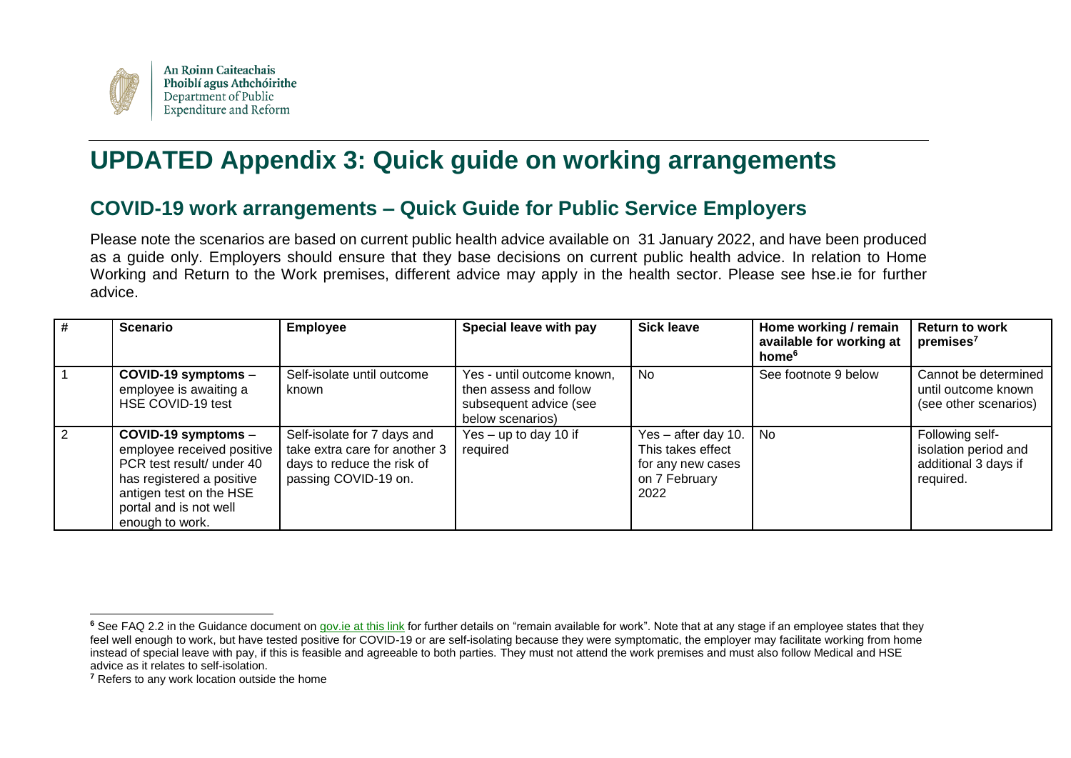# UPDATED Appendix 3: Quick guide on working arrangements

## COVID-19 work arrangements – Quick Guide for Public Service Employers

Please note the scenarios are based on current public health advice available on 31 January 2022, and have been produced as a guide only. Employers should ensure that they base decisions on current public health advice. In relation to Home Working and Return to the Work premises, different advice may apply in the health sector. Please see hse.ie for further advice.

| # | Scenario | Employee | Special leave with pay | Sick leave | Home working / remain available for working at home[6] | Return to work premises[7] |
|---|---|---|---|---|---|---|
| 1 | **COVID-19 symptoms** – employee is awaiting a HSE COVID-19 test | Self-isolate until outcome known | Yes - until outcome known, then assess and follow subsequent advice (see below scenarios) | No | See footnote 9 below | Cannot be determined until outcome known (see other scenarios) |
| 2 | **COVID-19 symptoms** – employee received positive PCR test result/ under 40 has registered a positive antigen test on the HSE portal and is not well enough to work. | Self-isolate for 7 days and take extra care for another 3 days to reduce the risk of passing COVID-19 on. | Yes – up to day 10 if required | Yes – after day 10. This takes effect for any new cases on 7 February 2022 | No | Following self-isolation period and additional 3 days if required. |

[6] See FAQ 2.2 in the Guidance document on gov.ie at this link for further details on "remain available for work". Note that at any stage if an employee states that they feel well enough to work, but have tested positive for COVID-19 or are self-isolating because they were symptomatic, the employer may facilitate working from home instead of special leave with pay, if this is feasible and agreeable to both parties. They must not attend the work premises and must also follow Medical and HSE advice as it relates to self-isolation.

[7] Refers to any work location outside the home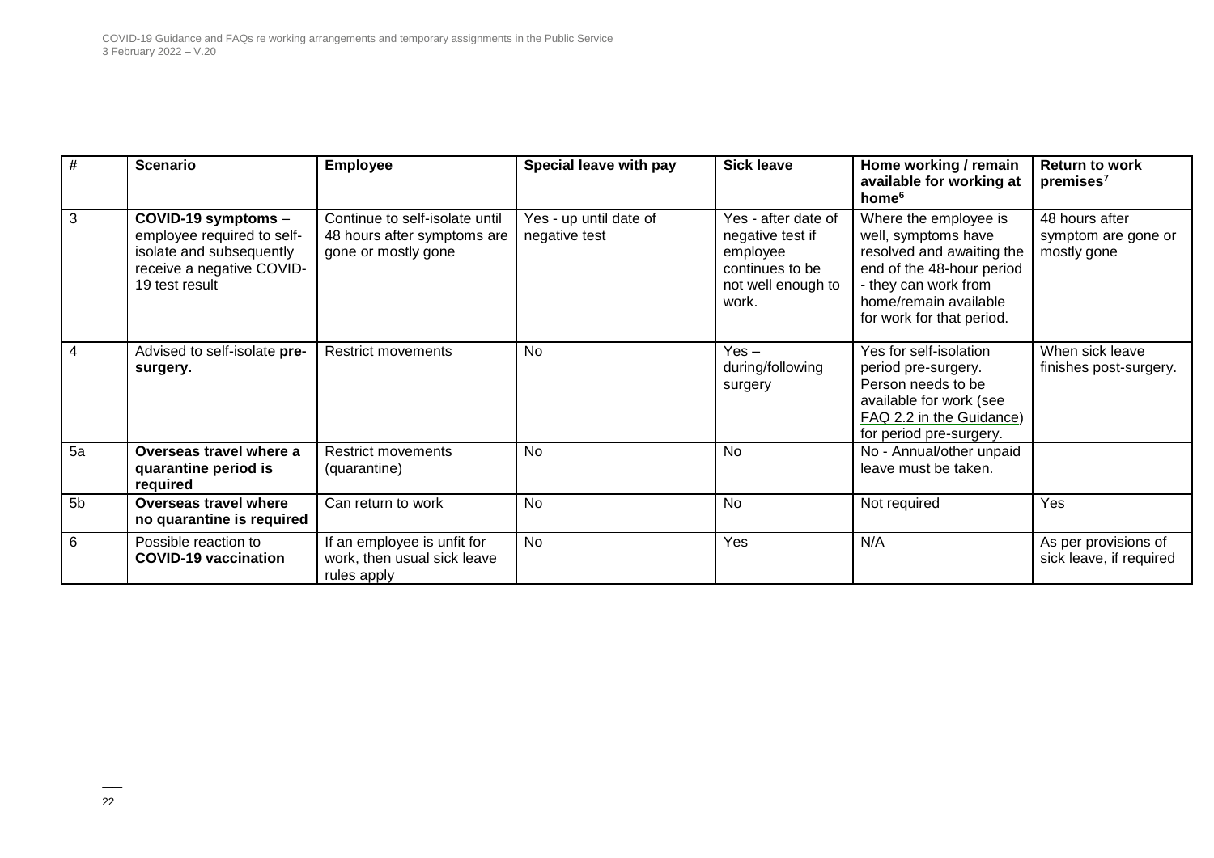| # | Scenario | Employee | Special leave with pay | Sick leave | Home working / remain available for working at home[6] | Return to work premises[7] |
|---|---|---|---|---|---|---|
| 3 | **COVID-19 symptoms** – employee required to self-isolate and subsequently receive a negative COVID-19 test result | Continue to self-isolate until 48 hours after symptoms are gone or mostly gone | Yes - up until date of negative test | Yes - after date of negative test if employee continues to be not well enough to work. | Where the employee is well, symptoms have resolved and awaiting the end of the 48-hour period - they can work from home/remain available for work for that period. | 48 hours after symptom are gone or mostly gone |
| 4 | Advised to self-isolate **pre-surgery.** | Restrict movements | No | Yes – during/following surgery | Yes for self-isolation period pre-surgery. Person needs to be available for work (see FAQ 2.2 in the Guidance) for period pre-surgery. | When sick leave finishes post-surgery. |
| 5a | **Overseas travel where a quarantine period is required** | Restrict movements (quarantine) | No | No | No - Annual/other unpaid leave must be taken. | |
| 5b | **Overseas travel where no quarantine is required** | Can return to work | No | No | Not required | Yes |
| 6 | Possible reaction to **COVID-19 vaccination** | If an employee is unfit for work, then usual sick leave rules apply | No | Yes | N/A | As per provisions of sick leave, if required |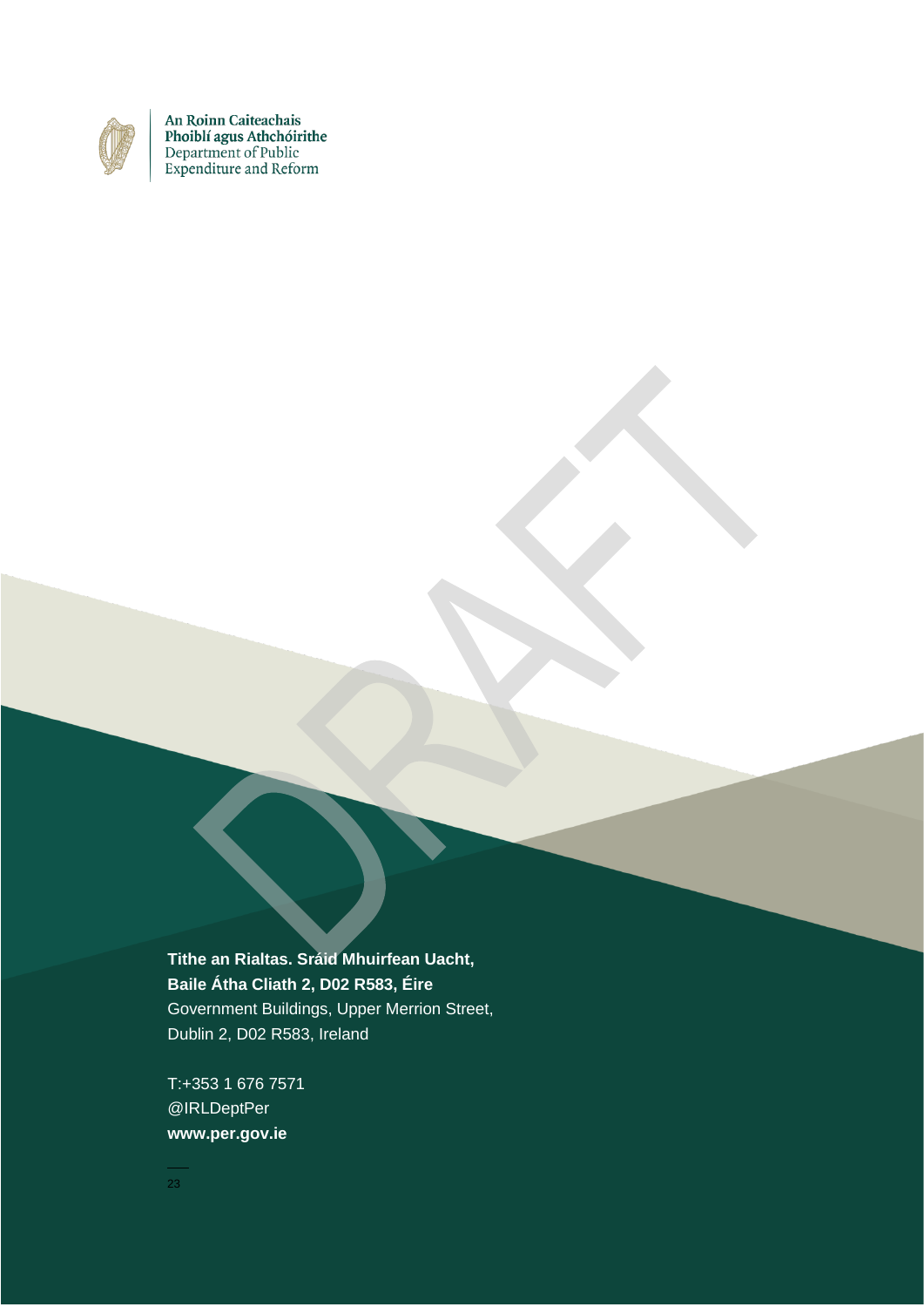An Roinn Caiteachais
Phoiblí agus Athchóirithe
Department of Public
Expenditure and Reform

DRAFT

**Tithe an Rialtas. Sráid Mhuirfean Uacht,**
**Baile Átha Cliath 2, D02 R583, Éire**
Government Buildings, Upper Merrion Street,
Dublin 2, D02 R583, Ireland

T:+353 1 676 7571
@IRLDeptPer
**www.per.gov.ie**